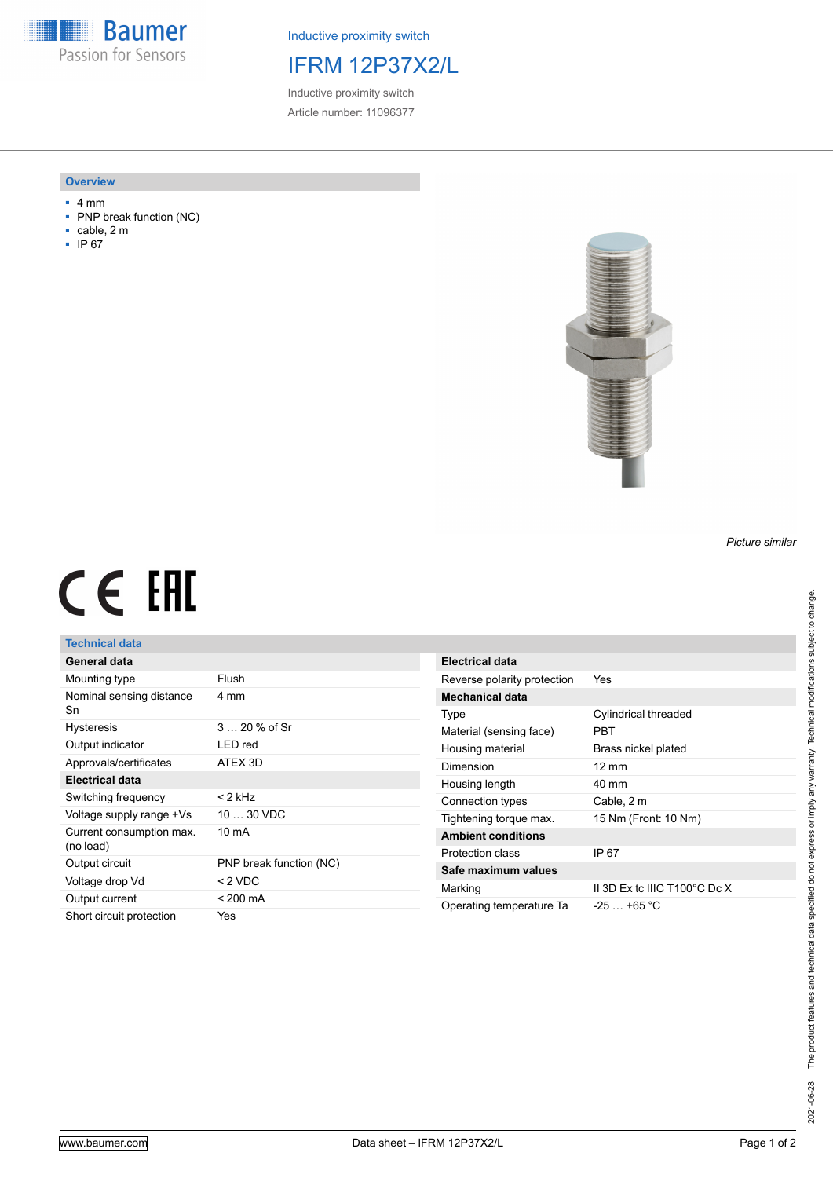Inductive proximity switch

# IFRM 12P37X2/L

Inductive proximity switch

Article number: 11096377

## Overview

- 4 mm
- PNP break function (NC)
- cable, 2 m
- IP 67

*Picture similar*

## Technical data

| General data | |
|---|---|
| Mounting type | Flush |
| Nominal sensing distance Sn | 4 mm |
| Hysteresis | 3 … 20 % of Sr |
| Output indicator | LED red |
| Approvals/certificates | ATEX 3D |
| **Electrical data** | |
| Switching frequency | < 2 kHz |
| Voltage supply range +Vs | 10 … 30 VDC |
| Current consumption max. (no load) | 10 mA |
| Output circuit | PNP break function (NC) |
| Voltage drop Vd | < 2 VDC |
| Output current | < 200 mA |
| Short circuit protection | Yes |

| Electrical data | |
|---|---|
| Reverse polarity protection | Yes |
| **Mechanical data** | |
| Type | Cylindrical threaded |
| Material (sensing face) | PBT |
| Housing material | Brass nickel plated |
| Dimension | 12 mm |
| Housing length | 40 mm |
| Connection types | Cable, 2 m |
| Tightening torque max. | 15 Nm (Front: 10 Nm) |
| **Ambient conditions** | |
| Protection class | IP 67 |
| **Safe maximum values** | |
| Marking | II 3D Ex tc IIIC T100°C Dc X |
| Operating temperature Ta | -25 … +65 °C |

2021-06-28 The product features and technical data specified do not express or imply any warranty. Technical modifications subject to change.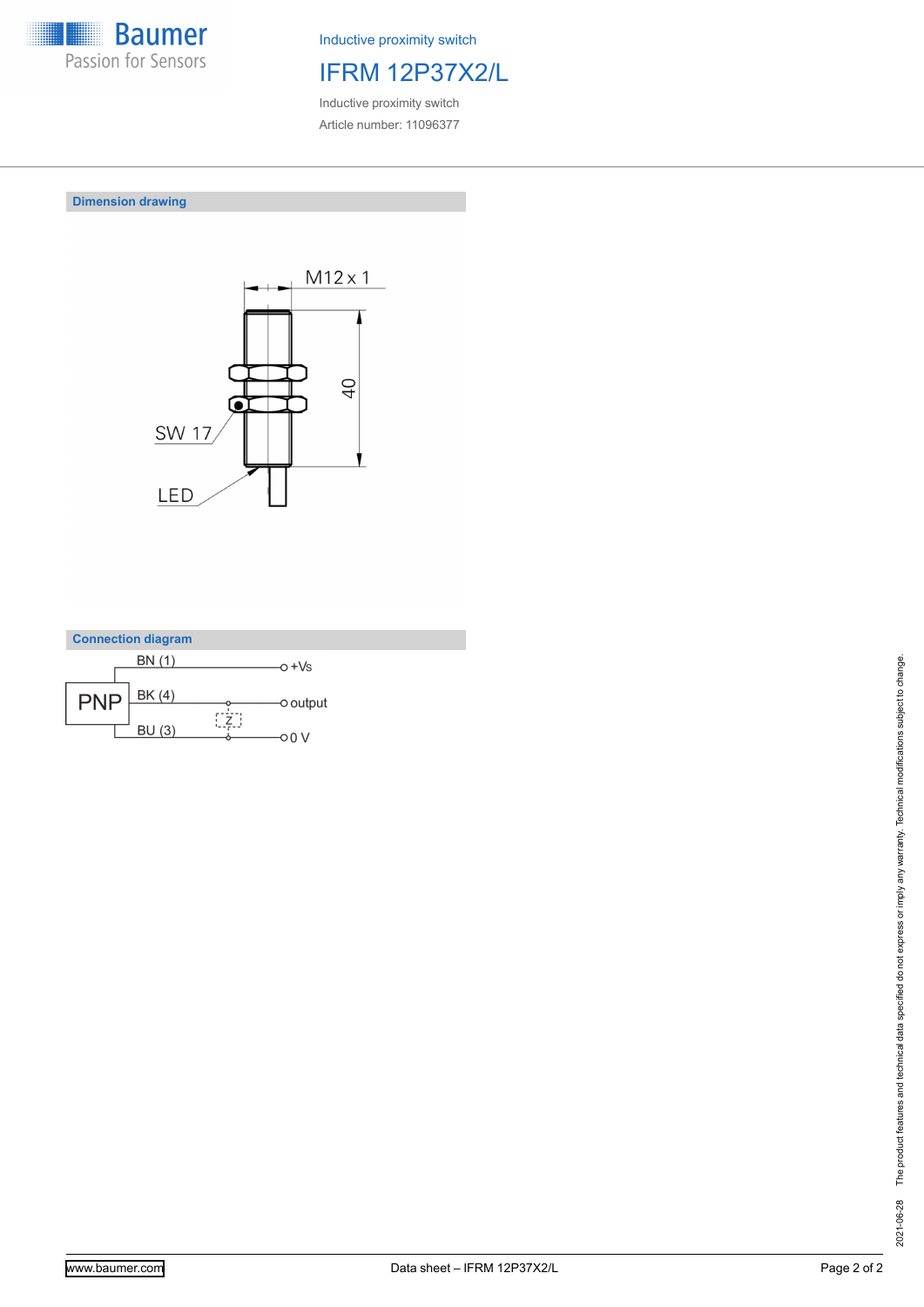Inductive proximity switch

# IFRM 12P37X2/L

Inductive proximity switch

Article number: 11096377

## Dimension drawing

M12 x 1

40

SW 17

LED

## Connection diagram

PNP

BN (1)

+Vs

BK (4)

output

Z

BU (3)

0 V

2021-06-28 The product features and technical data specified do not express or imply any warranty. Technical modifications subject to change.